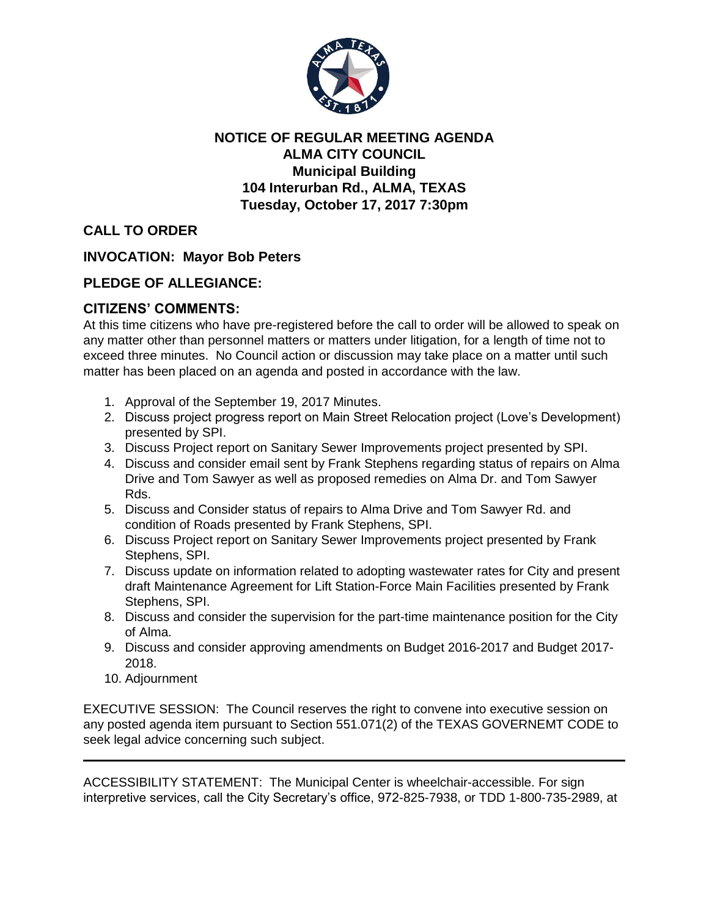**NOTICE OF REGULAR MEETING AGENDA**
**ALMA CITY COUNCIL**
**Municipal Building**
**104 Interurban Rd., ALMA, TEXAS**
**Tuesday, October 17, 2017 7:30pm**

## CALL TO ORDER

## INVOCATION: Mayor Bob Peters

## PLEDGE OF ALLEGIANCE:

## CITIZENS' COMMENTS:

At this time citizens who have pre-registered before the call to order will be allowed to speak on any matter other than personnel matters or matters under litigation, for a length of time not to exceed three minutes. No Council action or discussion may take place on a matter until such matter has been placed on an agenda and posted in accordance with the law.

1. Approval of the September 19, 2017 Minutes.
2. Discuss project progress report on Main Street Relocation project (Love's Development) presented by SPI.
3. Discuss Project report on Sanitary Sewer Improvements project presented by SPI.
4. Discuss and consider email sent by Frank Stephens regarding status of repairs on Alma Drive and Tom Sawyer as well as proposed remedies on Alma Dr. and Tom Sawyer Rds.
5. Discuss and Consider status of repairs to Alma Drive and Tom Sawyer Rd. and condition of Roads presented by Frank Stephens, SPI.
6. Discuss Project report on Sanitary Sewer Improvements project presented by Frank Stephens, SPI.
7. Discuss update on information related to adopting wastewater rates for City and present draft Maintenance Agreement for Lift Station-Force Main Facilities presented by Frank Stephens, SPI.
8. Discuss and consider the supervision for the part-time maintenance position for the City of Alma.
9. Discuss and consider approving amendments on Budget 2016-2017 and Budget 2017-2018.
10. Adjournment

EXECUTIVE SESSION: The Council reserves the right to convene into executive session on any posted agenda item pursuant to Section 551.071(2) of the TEXAS GOVERNEMT CODE to seek legal advice concerning such subject.

---

ACCESSIBILITY STATEMENT: The Municipal Center is wheelchair-accessible. For sign interpretive services, call the City Secretary's office, 972-825-7938, or TDD 1-800-735-2989, at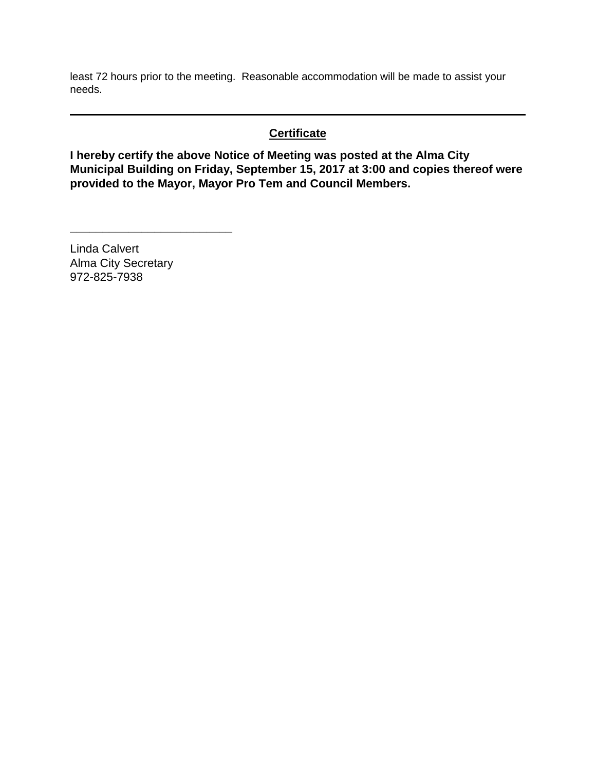least 72 hours prior to the meeting. Reasonable accommodation will be made to assist your needs.

---

## Certificate

**I hereby certify the above Notice of Meeting was posted at the Alma City Municipal Building on Friday, September 15, 2017 at 3:00 and copies thereof were provided to the Mayor, Mayor Pro Tem and Council Members.**

\_\_\_\_\_\_\_\_\_\_\_\_\_\_\_\_\_\_\_\_\_\_\_\_\_\_

Linda Calvert
Alma City Secretary
972-825-7938